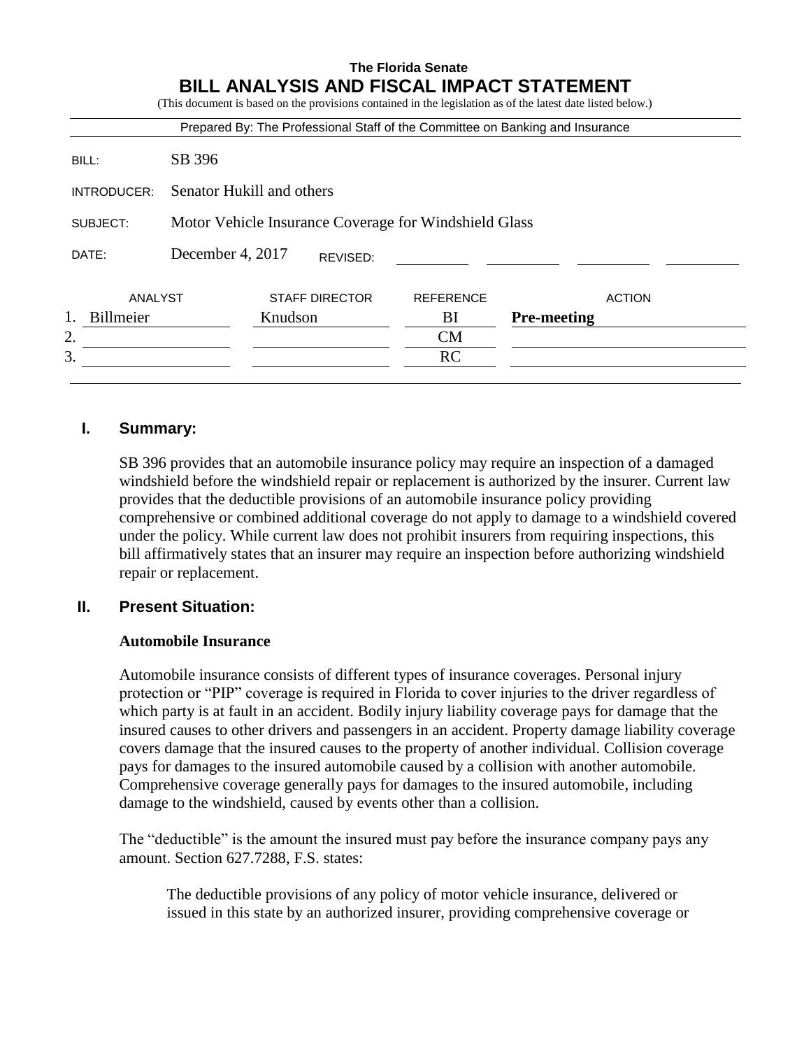**The Florida Senate**

# BILL ANALYSIS AND FISCAL IMPACT STATEMENT

(This document is based on the provisions contained in the legislation as of the latest date listed below.)

Prepared By: The Professional Staff of the Committee on Banking and Insurance

| | |
|---|---|
| BILL: | SB 396 |
| INTRODUCER: | Senator Hukill and others |
| SUBJECT: | Motor Vehicle Insurance Coverage for Windshield Glass |
| DATE: | December 4, 2017 REVISED: |

| | ANALYST | STAFF DIRECTOR | REFERENCE | ACTION |
|---|---|---|---|---|
| 1. | Billmeier | Knudson | BI | **Pre-meeting** |
| 2. | | | CM | |
| 3. | | | RC | |

## I. Summary:

SB 396 provides that an automobile insurance policy may require an inspection of a damaged windshield before the windshield repair or replacement is authorized by the insurer. Current law provides that the deductible provisions of an automobile insurance policy providing comprehensive or combined additional coverage do not apply to damage to a windshield covered under the policy. While current law does not prohibit insurers from requiring inspections, this bill affirmatively states that an insurer may require an inspection before authorizing windshield repair or replacement.

## II. Present Situation:

### Automobile Insurance

Automobile insurance consists of different types of insurance coverages. Personal injury protection or "PIP" coverage is required in Florida to cover injuries to the driver regardless of which party is at fault in an accident. Bodily injury liability coverage pays for damage that the insured causes to other drivers and passengers in an accident. Property damage liability coverage covers damage that the insured causes to the property of another individual. Collision coverage pays for damages to the insured automobile caused by a collision with another automobile. Comprehensive coverage generally pays for damages to the insured automobile, including damage to the windshield, caused by events other than a collision.

The "deductible" is the amount the insured must pay before the insurance company pays any amount. Section 627.7288, F.S. states:

> The deductible provisions of any policy of motor vehicle insurance, delivered or issued in this state by an authorized insurer, providing comprehensive coverage or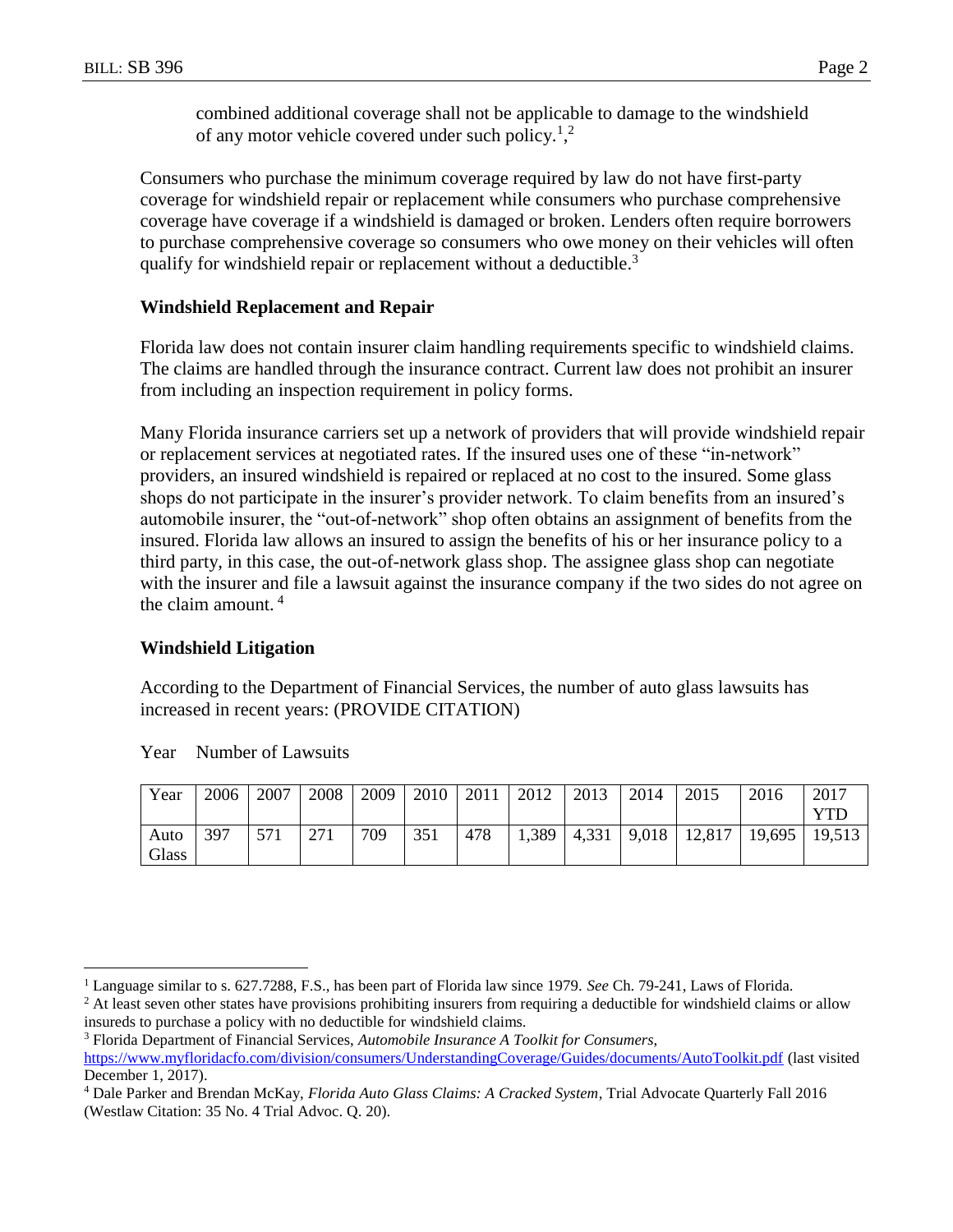combined additional coverage shall not be applicable to damage to the windshield of any motor vehicle covered under such policy.[1],[2]

Consumers who purchase the minimum coverage required by law do not have first-party coverage for windshield repair or replacement while consumers who purchase comprehensive coverage have coverage if a windshield is damaged or broken. Lenders often require borrowers to purchase comprehensive coverage so consumers who owe money on their vehicles will often qualify for windshield repair or replacement without a deductible.[3]

**Windshield Replacement and Repair**

Florida law does not contain insurer claim handling requirements specific to windshield claims. The claims are handled through the insurance contract. Current law does not prohibit an insurer from including an inspection requirement in policy forms.

Many Florida insurance carriers set up a network of providers that will provide windshield repair or replacement services at negotiated rates. If the insured uses one of these "in-network" providers, an insured windshield is repaired or replaced at no cost to the insured. Some glass shops do not participate in the insurer's provider network. To claim benefits from an insured's automobile insurer, the "out-of-network" shop often obtains an assignment of benefits from the insured. Florida law allows an insured to assign the benefits of his or her insurance policy to a third party, in this case, the out-of-network glass shop. The assignee glass shop can negotiate with the insurer and file a lawsuit against the insurance company if the two sides do not agree on the claim amount.[4]

**Windshield Litigation**

According to the Department of Financial Services, the number of auto glass lawsuits has increased in recent years: (PROVIDE CITATION)

Year Number of Lawsuits

| Year | 2006 | 2007 | 2008 | 2009 | 2010 | 2011 | 2012 | 2013 | 2014 | 2015 | 2016 | 2017 YTD |
|---|---|---|---|---|---|---|---|---|---|---|---|---|
| Auto Glass | 397 | 571 | 271 | 709 | 351 | 478 | 1,389 | 4,331 | 9,018 | 12,817 | 19,695 | 19,513 |

---

[1] Language similar to s. 627.7288, F.S., has been part of Florida law since 1979. *See* Ch. 79-241, Laws of Florida.

[2] At least seven other states have provisions prohibiting insurers from requiring a deductible for windshield claims or allow insureds to purchase a policy with no deductible for windshield claims.

[3] Florida Department of Financial Services, *Automobile Insurance A Toolkit for Consumers*, https://www.myfloridacfo.com/division/consumers/UnderstandingCoverage/Guides/documents/AutoToolkit.pdf (last visited December 1, 2017).

[4] Dale Parker and Brendan McKay, *Florida Auto Glass Claims: A Cracked System*, Trial Advocate Quarterly Fall 2016 (Westlaw Citation: 35 No. 4 Trial Advoc. Q. 20).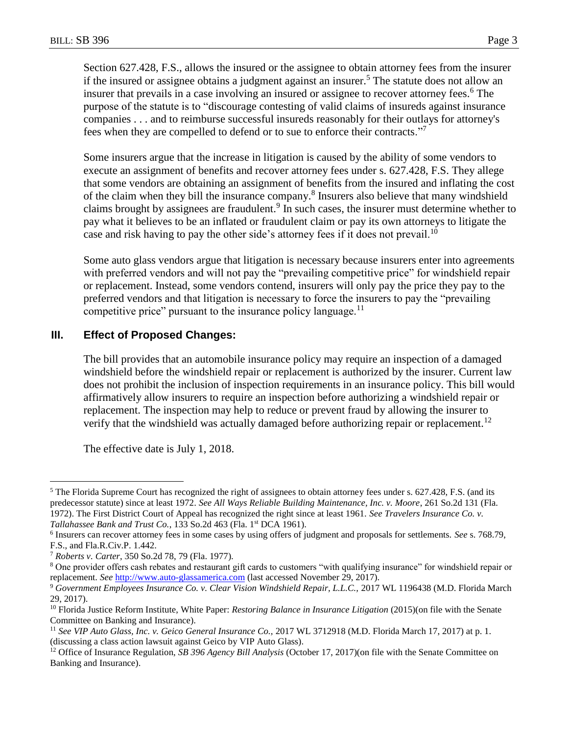Section 627.428, F.S., allows the insured or the assignee to obtain attorney fees from the insurer if the insured or assignee obtains a judgment against an insurer.[5] The statute does not allow an insurer that prevails in a case involving an insured or assignee to recover attorney fees.[6] The purpose of the statute is to "discourage contesting of valid claims of insureds against insurance companies . . . and to reimburse successful insureds reasonably for their outlays for attorney's fees when they are compelled to defend or to sue to enforce their contracts."[7]

Some insurers argue that the increase in litigation is caused by the ability of some vendors to execute an assignment of benefits and recover attorney fees under s. 627.428, F.S. They allege that some vendors are obtaining an assignment of benefits from the insured and inflating the cost of the claim when they bill the insurance company.[8] Insurers also believe that many windshield claims brought by assignees are fraudulent.[9] In such cases, the insurer must determine whether to pay what it believes to be an inflated or fraudulent claim or pay its own attorneys to litigate the case and risk having to pay the other side's attorney fees if it does not prevail.[10]

Some auto glass vendors argue that litigation is necessary because insurers enter into agreements with preferred vendors and will not pay the "prevailing competitive price" for windshield repair or replacement. Instead, some vendors contend, insurers will only pay the price they pay to the preferred vendors and that litigation is necessary to force the insurers to pay the "prevailing competitive price" pursuant to the insurance policy language.[11]

## III. Effect of Proposed Changes:

The bill provides that an automobile insurance policy may require an inspection of a damaged windshield before the windshield repair or replacement is authorized by the insurer. Current law does not prohibit the inclusion of inspection requirements in an insurance policy. This bill would affirmatively allow insurers to require an inspection before authorizing a windshield repair or replacement. The inspection may help to reduce or prevent fraud by allowing the insurer to verify that the windshield was actually damaged before authorizing repair or replacement.[12]

The effective date is July 1, 2018.

---

[5] The Florida Supreme Court has recognized the right of assignees to obtain attorney fees under s. 627.428, F.S. (and its predecessor statute) since at least 1972. *See All Ways Reliable Building Maintenance, Inc. v. Moore*, 261 So.2d 131 (Fla. 1972). The First District Court of Appeal has recognized the right since at least 1961. *See Travelers Insurance Co. v. Tallahassee Bank and Trust Co.*, 133 So.2d 463 (Fla. 1st DCA 1961).

[6] Insurers can recover attorney fees in some cases by using offers of judgment and proposals for settlements. *See* s. 768.79, F.S., and Fla.R.Civ.P. 1.442.

[7] *Roberts v. Carter*, 350 So.2d 78, 79 (Fla. 1977).

[8] One provider offers cash rebates and restaurant gift cards to customers "with qualifying insurance" for windshield repair or replacement. *See* http://www.auto-glassamerica.com (last accessed November 29, 2017).

[9] *Government Employees Insurance Co. v. Clear Vision Windshield Repair, L.L.C.*, 2017 WL 1196438 (M.D. Florida March 29, 2017).

[10] Florida Justice Reform Institute, White Paper: *Restoring Balance in Insurance Litigation* (2015)(on file with the Senate Committee on Banking and Insurance).

[11] *See VIP Auto Glass, Inc. v. Geico General Insurance Co.*, 2017 WL 3712918 (M.D. Florida March 17, 2017) at p. 1. (discussing a class action lawsuit against Geico by VIP Auto Glass).

[12] Office of Insurance Regulation, *SB 396 Agency Bill Analysis* (October 17, 2017)(on file with the Senate Committee on Banking and Insurance).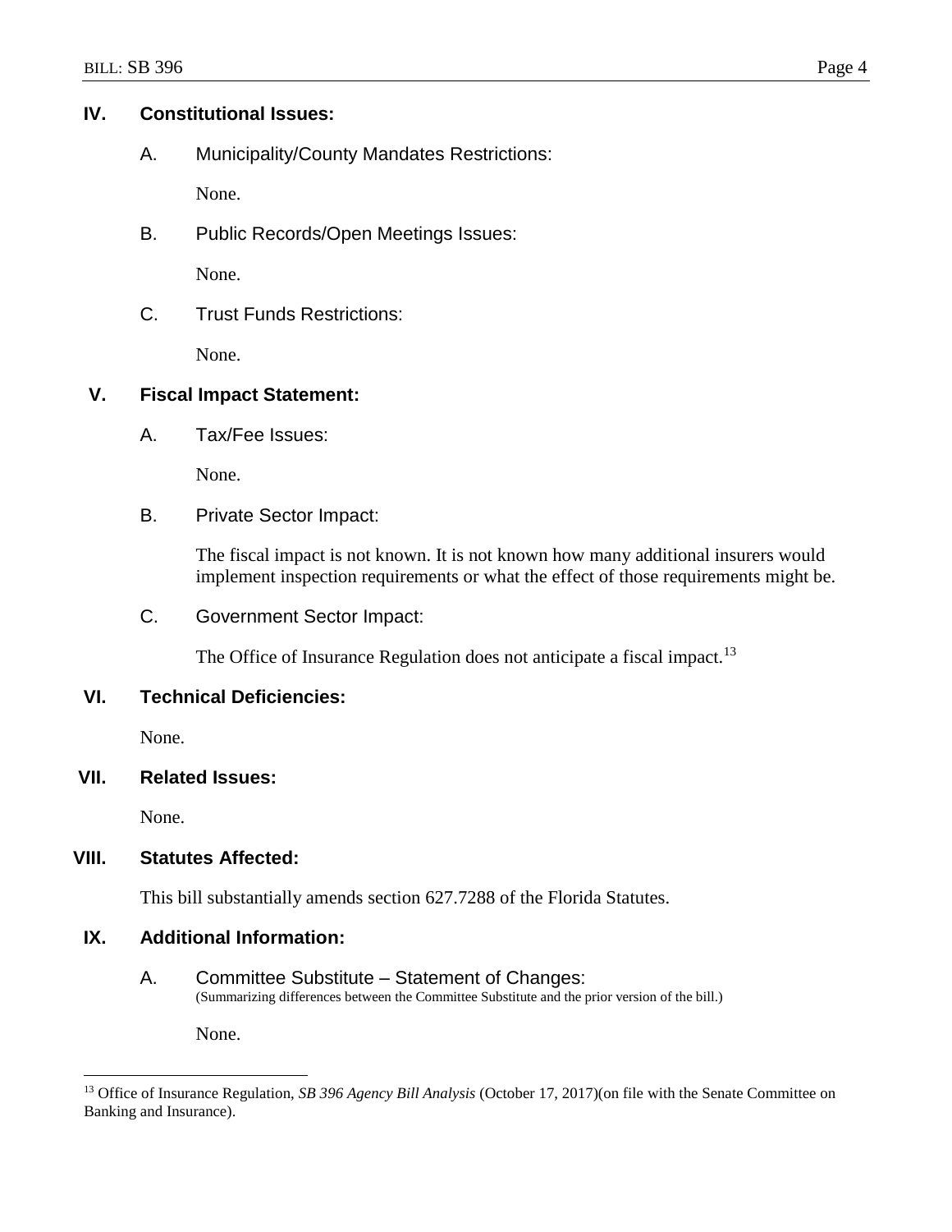## IV. Constitutional Issues:

### A. Municipality/County Mandates Restrictions:

None.

### B. Public Records/Open Meetings Issues:

None.

### C. Trust Funds Restrictions:

None.

## V. Fiscal Impact Statement:

### A. Tax/Fee Issues:

None.

### B. Private Sector Impact:

The fiscal impact is not known. It is not known how many additional insurers would implement inspection requirements or what the effect of those requirements might be.

### C. Government Sector Impact:

The Office of Insurance Regulation does not anticipate a fiscal impact.[13]

## VI. Technical Deficiencies:

None.

## VII. Related Issues:

None.

## VIII. Statutes Affected:

This bill substantially amends section 627.7288 of the Florida Statutes.

## IX. Additional Information:

### A. Committee Substitute – Statement of Changes:

(Summarizing differences between the Committee Substitute and the prior version of the bill.)

None.

---

[13] Office of Insurance Regulation, *SB 396 Agency Bill Analysis* (October 17, 2017)(on file with the Senate Committee on Banking and Insurance).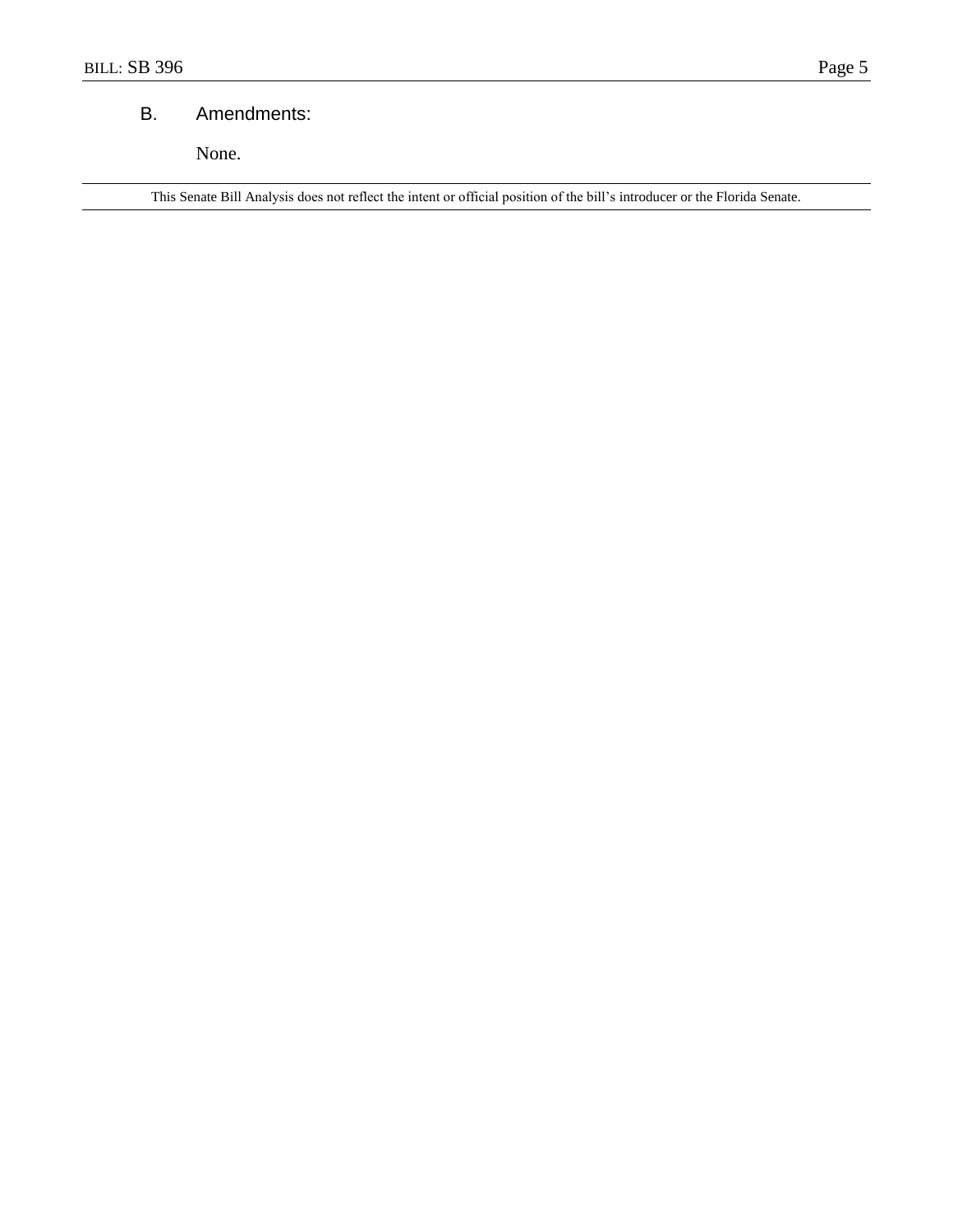### B. Amendments:

None.

---

This Senate Bill Analysis does not reflect the intent or official position of the bill's introducer or the Florida Senate.

---